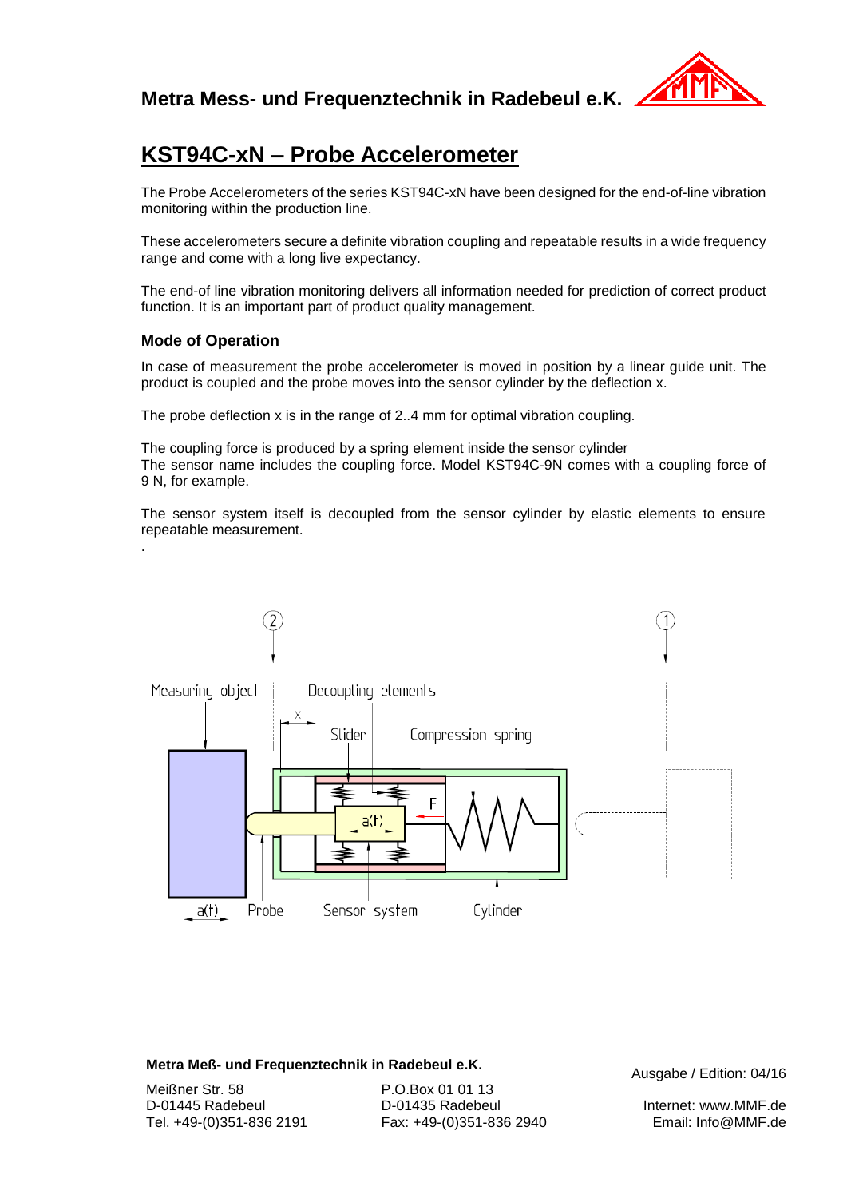# KST94C-xN – Probe Accelerometer

The Probe Accelerometers of the series KST94C-xN have been designed for the end-of-line vibration monitoring within the production line.

These accelerometers secure a definite vibration coupling and repeatable results in a wide frequency range and come with a long live expectancy.

The end-of line vibration monitoring delivers all information needed for prediction of correct product function. It is an important part of product quality management.

## Mode of Operation

In case of measurement the probe accelerometer is moved in position by a linear guide unit. The product is coupled and the probe moves into the sensor cylinder by the deflection x.

The probe deflection x is in the range of 2..4 mm for optimal vibration coupling.

The coupling force is produced by a spring element inside the sensor cylinder
The sensor name includes the coupling force. Model KST94C-9N comes with a coupling force of 9 N, for example.

The sensor system itself is decoupled from the sensor cylinder by elastic elements to ensure repeatable measurement.

.

2

1

Measuring object

Decoupling elements

x

Slider

Compression spring

F

a(t)

a(t)

Probe

Sensor system

Cylinder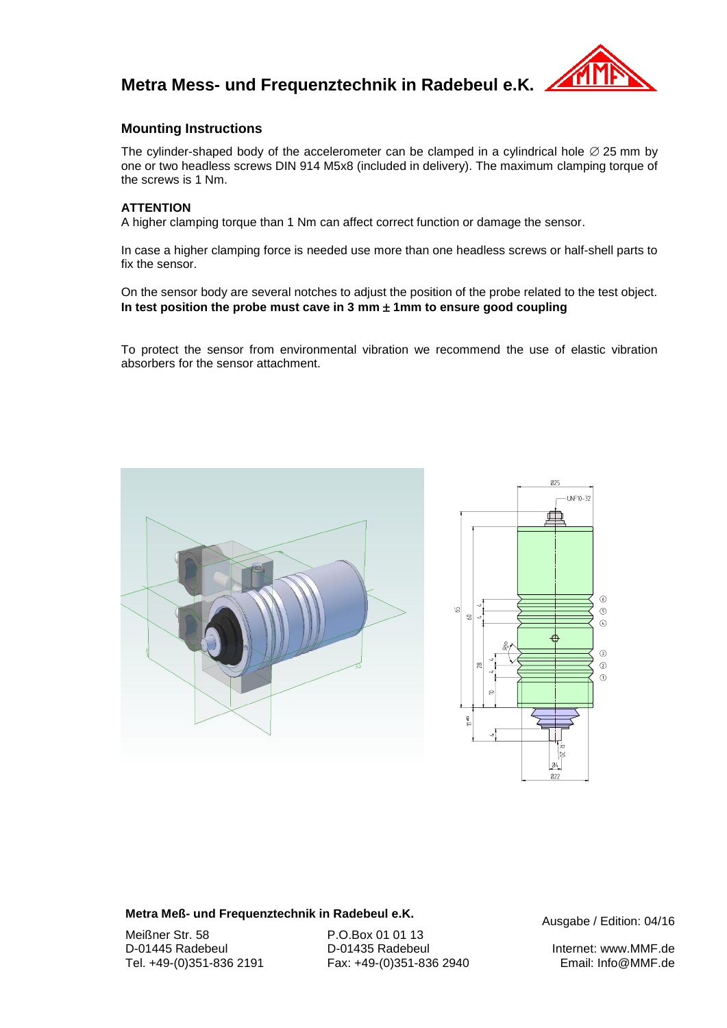## Mounting Instructions

The cylinder-shaped body of the accelerometer can be clamped in a cylindrical hole ∅ 25 mm by one or two headless screws DIN 914 M5x8 (included in delivery). The maximum clamping torque of the screws is 1 Nm.

**ATTENTION**

A higher clamping torque than 1 Nm can affect correct function or damage the sensor.

In case a higher clamping force is needed use more than one headless screws or half-shell parts to fix the sensor.

On the sensor body are several notches to adjust the position of the probe related to the test object.
**In test position the probe must cave in 3 mm ± 1mm to ensure good coupling**

To protect the sensor from environmental vibration we recommend the use of elastic vibration absorbers for the sensor attachment.

Ø25
UNF10-32
65
60
28
10
4
90°
11
R 20
Ø4
Ø22
⑥
⑤
④
③
②
①

**Metra Meß- und Frequenztechnik in Radebeul e.K.**

Meißner Str. 58
D-01445 Radebeul
Tel. +49-(0)351-836 2191

P.O.Box 01 01 13
D-01435 Radebeul
Fax: +49-(0)351-836 2940

Ausgabe / Edition: 04/16

Internet: www.MMF.de
Email: Info@MMF.de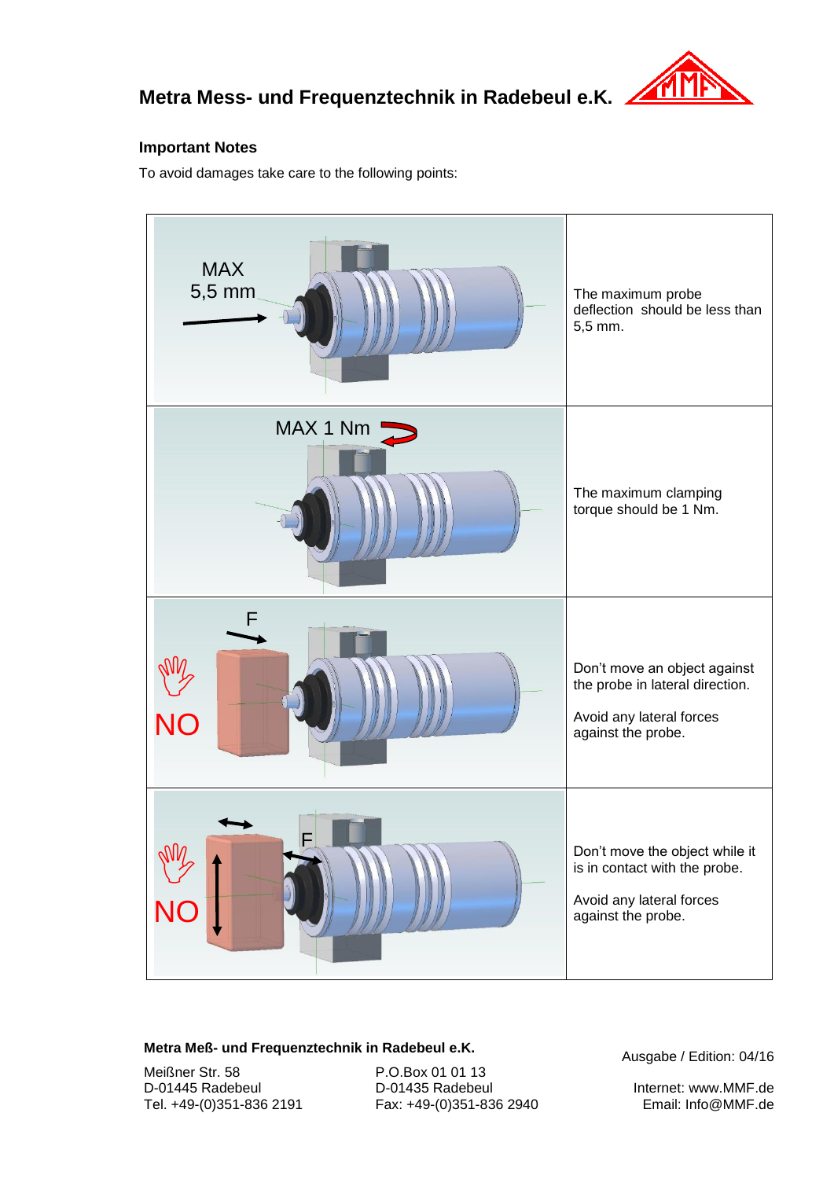Metra Mess- und Frequenztechnik in Radebeul e.K.

## Important Notes

To avoid damages take care to the following points:

| | |
|---|---|
| MAX 5,5 mm | The maximum probe deflection should be less than 5,5 mm. |
| MAX 1 Nm | The maximum clamping torque should be 1 Nm. |
| F NO | Don't move an object against the probe in lateral direction. Avoid any lateral forces against the probe. |
| F NO | Don't move the object while it is in contact with the probe. Avoid any lateral forces against the probe. |

**Metra Meß- und Frequenztechnik in Radebeul e.K.**

Meißner Str. 58
D-01445 Radebeul
Tel. +49-(0)351-836 2191

P.O.Box 01 01 13
D-01435 Radebeul
Fax: +49-(0)351-836 2940

Ausgabe / Edition: 04/16

Internet: www.MMF.de
Email: Info@MMF.de